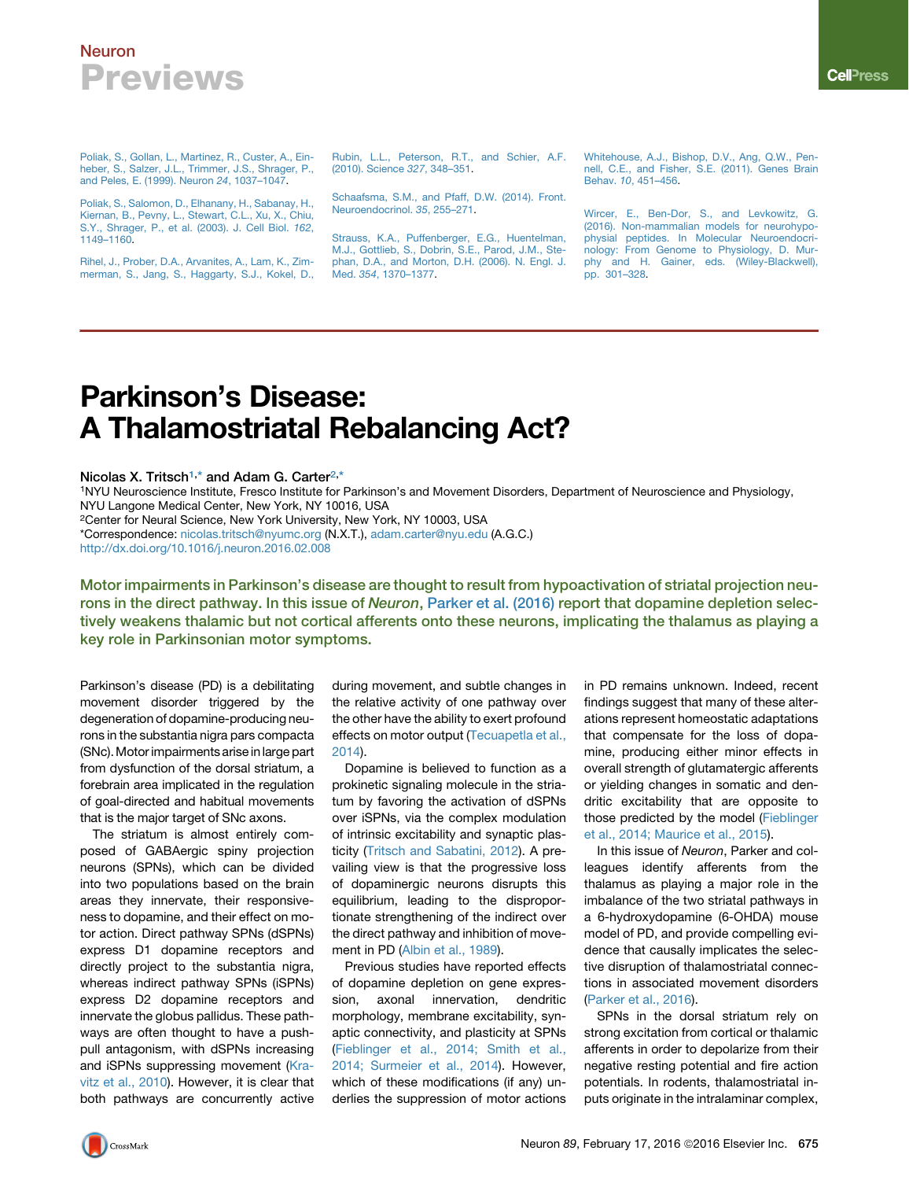Poliak, S., Gollan, L., Martinez, R., Custer, A., Einheber, S., Salzer, J.L., Trimmer, J.S., Shrager, P., and Peles, E. (1999). Neuron *24*, 1037–1047.

Poliak, S., Salomon, D., Elhanany, H., Sabanay, H., Kiernan, B., Pevny, L., Stewart, C.L., Xu, X., Chiu, S.Y., Shrager, P., et al. (2003). J. Cell Biol. *162*, 1149–1160.

Rihel, J., Prober, D.A., Arvanites, A., Lam, K., Zimmerman, S., Jang, S., Haggarty, S.J., Kokel, D., Rubin, L.L., Peterson, R.T., and Schier, A.F. (2010). Science *327*, 348–351.

Schaafsma, S.M., and Pfaff, D.W. (2014). Front. Neuroendocrinol. *35*, 255–271.

Strauss, K.A., Puffenberger, E.G., Huentelman, M.J., Gottlieb, S., Dobrin, S.E., Parod, J.M., Stephan, D.A., and Morton, D.H. (2006). N. Engl. J. Med. *354*, 1370–1377.

Whitehouse, A.J., Bishop, D.V., Ang, Q.W., Pennell, C.E., and Fisher, S.E. (2011). Genes Brain Behav. *10*, 451–456.

Wircer, E., Ben-Dor, S., and Levkowitz, G. (2016). Non-mammalian models for neurohypophysial peptides. In Molecular Neuroendocrinology: From Genome to Physiology, D. Murphy and H. Gainer, eds. (Wiley-Blackwell), pp. 301–328.

# Parkinson's Disease: A Thalamostriatal Rebalancing Act?

**Nicolas X. Tritsch[1,*] and Adam G. Carter[2,*]**

[1]NYU Neuroscience Institute, Fresco Institute for Parkinson's and Movement Disorders, Department of Neuroscience and Physiology, NYU Langone Medical Center, New York, NY 10016, USA

[2]Center for Neural Science, New York University, New York, NY 10003, USA

*Correspondence: nicolas.tritsch@nyumc.org (N.X.T.), adam.carter@nyu.edu (A.G.C.)

http://dx.doi.org/10.1016/j.neuron.2016.02.008

**Motor impairments in Parkinson's disease are thought to result from hypoactivation of striatal projection neurons in the direct pathway. In this issue of *Neuron*, Parker et al. (2016) report that dopamine depletion selectively weakens thalamic but not cortical afferents onto these neurons, implicating the thalamus as playing a key role in Parkinsonian motor symptoms.**

Parkinson's disease (PD) is a debilitating movement disorder triggered by the degeneration of dopamine-producing neurons in the substantia nigra pars compacta (SNc). Motor impairments arise in large part from dysfunction of the dorsal striatum, a forebrain area implicated in the regulation of goal-directed and habitual movements that is the major target of SNc axons.

The striatum is almost entirely composed of GABAergic spiny projection neurons (SPNs), which can be divided into two populations based on the brain areas they innervate, their responsiveness to dopamine, and their effect on motor action. Direct pathway SPNs (dSPNs) express D1 dopamine receptors and directly project to the substantia nigra, whereas indirect pathway SPNs (iSPNs) express D2 dopamine receptors and innervate the globus pallidus. These pathways are often thought to have a push-pull antagonism, with dSPNs increasing and iSPNs suppressing movement (Kravitz et al., 2010). However, it is clear that both pathways are concurrently active during movement, and subtle changes in the relative activity of one pathway over the other have the ability to exert profound effects on motor output (Tecuapetla et al., 2014).

Dopamine is believed to function as a prokinetic signaling molecule in the striatum by favoring the activation of dSPNs over iSPNs, via the complex modulation of intrinsic excitability and synaptic plasticity (Tritsch and Sabatini, 2012). A prevailing view is that the progressive loss of dopaminergic neurons disrupts this equilibrium, leading to the disproportionate strengthening of the indirect over the direct pathway and inhibition of movement in PD (Albin et al., 1989).

Previous studies have reported effects of dopamine depletion on gene expression, axonal innervation, dendritic morphology, membrane excitability, synaptic connectivity, and plasticity at SPNs (Fieblinger et al., 2014; Smith et al., 2014; Surmeier et al., 2014). However, which of these modifications (if any) underlies the suppression of motor actions in PD remains unknown. Indeed, recent findings suggest that many of these alterations represent homeostatic adaptations that compensate for the loss of dopamine, producing either minor effects in overall strength of glutamatergic afferents or yielding changes in somatic and dendritic excitability that are opposite to those predicted by the model (Fieblinger et al., 2014; Maurice et al., 2015).

In this issue of *Neuron*, Parker and colleagues identify afferents from the thalamus as playing a major role in the imbalance of the two striatal pathways in a 6-hydroxydopamine (6-OHDA) mouse model of PD, and provide compelling evidence that causally implicates the selective disruption of thalamostriatal connections in associated movement disorders (Parker et al., 2016).

SPNs in the dorsal striatum rely on strong excitation from cortical or thalamic afferents in order to depolarize from their negative resting potential and fire action potentials. In rodents, thalamostriatal inputs originate in the intralaminar complex,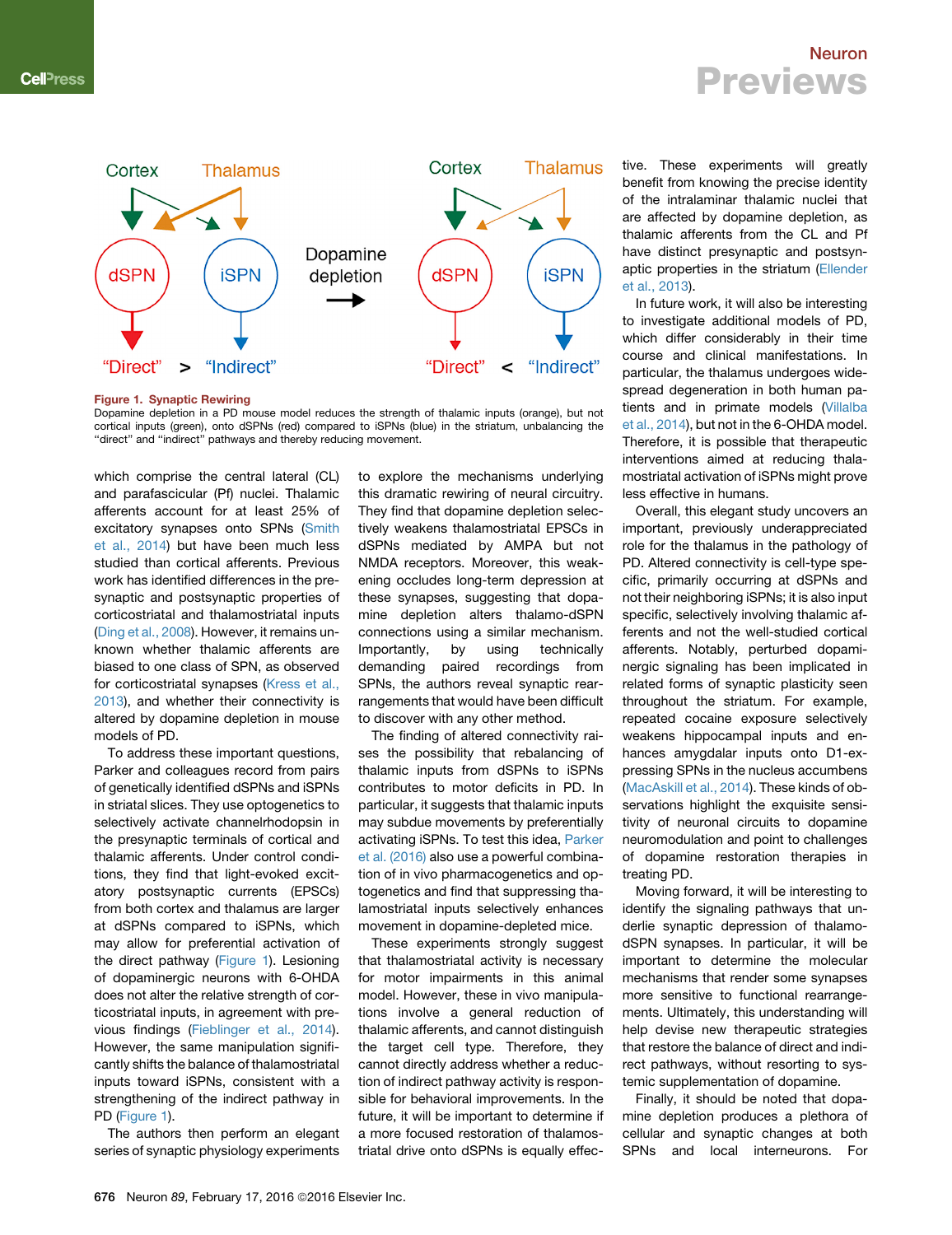Cortex

Thalamus

dSPN

iSPN

"Direct" > "Indirect"

Dopamine depletion

Cortex

Thalamus

dSPN

iSPN

"Direct" < "Indirect"

**Figure 1. Synaptic Rewiring**

Dopamine depletion in a PD mouse model reduces the strength of thalamic inputs (orange), but not cortical inputs (green), onto dSPNs (red) compared to iSPNs (blue) in the striatum, unbalancing the "direct" and "indirect" pathways and thereby reducing movement.

which comprise the central lateral (CL) and parafascicular (Pf) nuclei. Thalamic afferents account for at least 25% of excitatory synapses onto SPNs (Smith et al., 2014) but have been much less studied than cortical afferents. Previous work has identified differences in the presynaptic and postsynaptic properties of corticostriatal and thalamostriatal inputs (Ding et al., 2008). However, it remains unknown whether thalamic afferents are biased to one class of SPN, as observed for corticostriatal synapses (Kress et al., 2013), and whether their connectivity is altered by dopamine depletion in mouse models of PD.

To address these important questions, Parker and colleagues record from pairs of genetically identified dSPNs and iSPNs in striatal slices. They use optogenetics to selectively activate channelrhodopsin in the presynaptic terminals of cortical and thalamic afferents. Under control conditions, they find that light-evoked excitatory postsynaptic currents (EPSCs) from both cortex and thalamus are larger at dSPNs compared to iSPNs, which may allow for preferential activation of the direct pathway (Figure 1). Lesioning of dopaminergic neurons with 6-OHDA does not alter the relative strength of corticostriatal inputs, in agreement with previous findings (Fieblinger et al., 2014). However, the same manipulation significantly shifts the balance of thalamostriatal inputs toward iSPNs, consistent with a strengthening of the indirect pathway in PD (Figure 1).

The authors then perform an elegant series of synaptic physiology experiments to explore the mechanisms underlying this dramatic rewiring of neural circuitry. They find that dopamine depletion selectively weakens thalamostriatal EPSCs in dSPNs mediated by AMPA but not NMDA receptors. Moreover, this weakening occludes long-term depression at these synapses, suggesting that dopamine depletion alters thalamo-dSPN connections using a similar mechanism. Importantly, by using technically demanding paired recordings from SPNs, the authors reveal synaptic rearrangements that would have been difficult to discover with any other method.

The finding of altered connectivity raises the possibility that rebalancing of thalamic inputs from dSPNs to iSPNs contributes to motor deficits in PD. In particular, it suggests that thalamic inputs may subdue movements by preferentially activating iSPNs. To test this idea, Parker et al. (2016) also use a powerful combination of in vivo pharmacogenetics and optogenetics and find that suppressing thalamostriatal inputs selectively enhances movement in dopamine-depleted mice.

These experiments strongly suggest that thalamostriatal activity is necessary for motor impairments in this animal model. However, these in vivo manipulations involve a general reduction of thalamic afferents, and cannot distinguish the target cell type. Therefore, they cannot directly address whether a reduction of indirect pathway activity is responsible for behavioral improvements. In the future, it will be important to determine if a more focused restoration of thalamostriatal drive onto dSPNs is equally effective. These experiments will greatly benefit from knowing the precise identity of the intralaminar thalamic nuclei that are affected by dopamine depletion, as thalamic afferents from the CL and Pf have distinct presynaptic and postsynaptic properties in the striatum (Ellender et al., 2013).

In future work, it will also be interesting to investigate additional models of PD, which differ considerably in their time course and clinical manifestations. In particular, the thalamus undergoes widespread degeneration in both human patients and in primate models (Villalba et al., 2014), but not in the 6-OHDA model. Therefore, it is possible that therapeutic interventions aimed at reducing thalamostriatal activation of iSPNs might prove less effective in humans.

Overall, this elegant study uncovers an important, previously underappreciated role for the thalamus in the pathology of PD. Altered connectivity is cell-type specific, primarily occurring at dSPNs and not their neighboring iSPNs; it is also input specific, selectively involving thalamic afferents and not the well-studied cortical afferents. Notably, perturbed dopaminergic signaling has been implicated in related forms of synaptic plasticity seen throughout the striatum. For example, repeated cocaine exposure selectively weakens hippocampal inputs and enhances amygdalar inputs onto D1-expressing SPNs in the nucleus accumbens (MacAskill et al., 2014). These kinds of observations highlight the exquisite sensitivity of neuronal circuits to dopamine neuromodulation and point to challenges of dopamine restoration therapies in treating PD.

Moving forward, it will be interesting to identify the signaling pathways that underlie synaptic depression of thalamo-dSPN synapses. In particular, it will be important to determine the molecular mechanisms that render some synapses more sensitive to functional rearrangements. Ultimately, this understanding will help devise new therapeutic strategies that restore the balance of direct and indirect pathways, without resorting to systemic supplementation of dopamine.

Finally, it should be noted that dopamine depletion produces a plethora of cellular and synaptic changes at both SPNs and local interneurons. For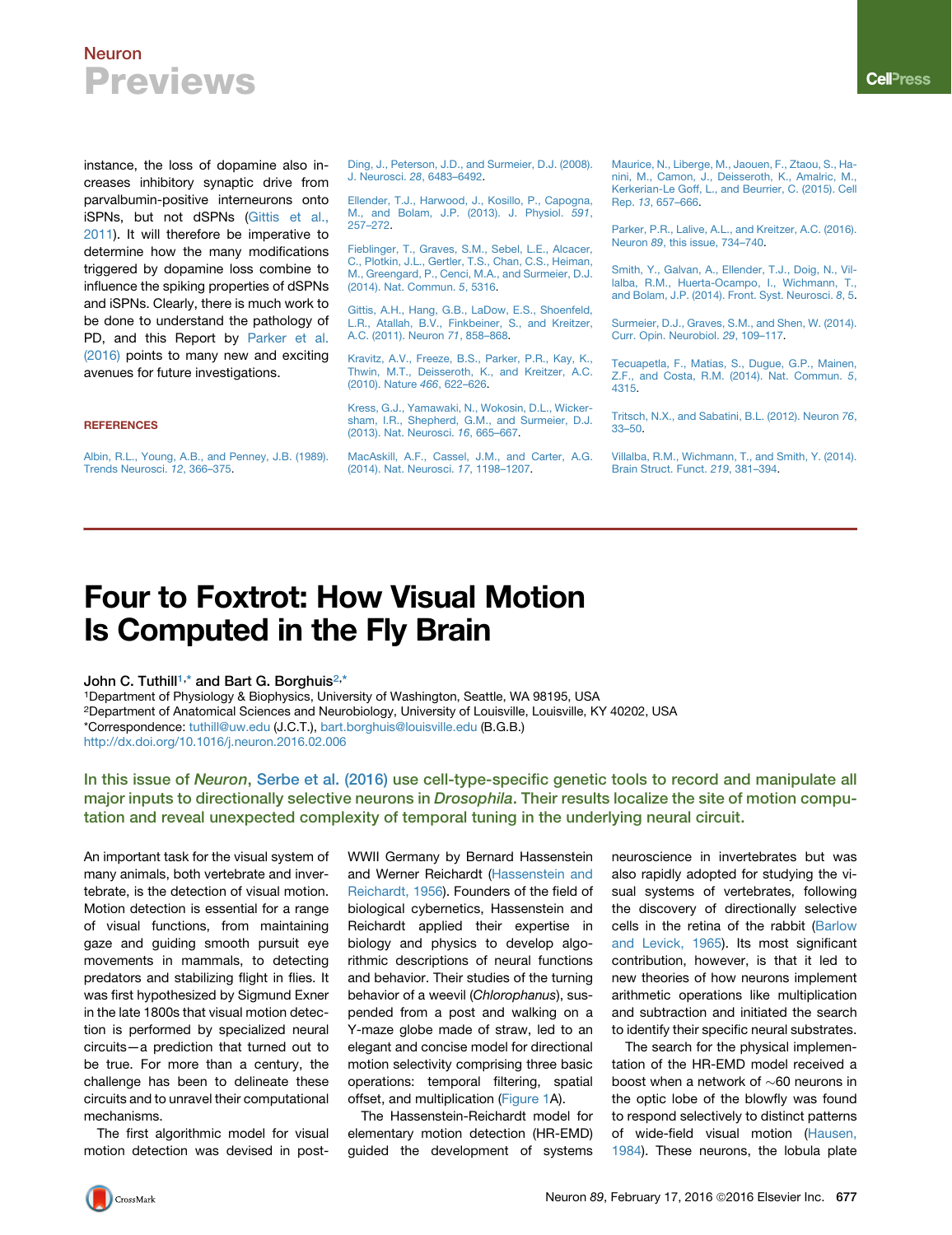instance, the loss of dopamine also increases inhibitory synaptic drive from parvalbumin-positive interneurons onto iSPNs, but not dSPNs (Gittis et al., 2011). It will therefore be imperative to determine how the many modifications triggered by dopamine loss combine to influence the spiking properties of dSPNs and iSPNs. Clearly, there is much work to be done to understand the pathology of PD, and this Report by Parker et al. (2016) points to many new and exciting avenues for future investigations.

## REFERENCES

Albin, R.L., Young, A.B., and Penney, J.B. (1989). Trends Neurosci. *12*, 366–375.

Ding, J., Peterson, J.D., and Surmeier, D.J. (2008). J. Neurosci. *28*, 6483–6492.

Ellender, T.J., Harwood, J., Kosillo, P., Capogna, M., and Bolam, J.P. (2013). J. Physiol. *591*, 257–272.

Fieblinger, T., Graves, S.M., Sebel, L.E., Alcacer, C., Plotkin, J.L., Gertler, T.S., Chan, C.S., Heiman, M., Greengard, P., Cenci, M.A., and Surmeier, D.J. (2014). Nat. Commun. *5*, 5316.

Gittis, A.H., Hang, G.B., LaDow, E.S., Shoenfeld, L.R., Atallah, B.V., Finkbeiner, S., and Kreitzer, A.C. (2011). Neuron *71*, 858–868.

Kravitz, A.V., Freeze, B.S., Parker, P.R., Kay, K., Thwin, M.T., Deisseroth, K., and Kreitzer, A.C. (2010). Nature *466*, 622–626.

Kress, G.J., Yamawaki, N., Wokosin, D.L., Wickersham, I.R., Shepherd, G.M., and Surmeier, D.J. (2013). Nat. Neurosci. *16*, 665–667.

MacAskill, A.F., Cassel, J.M., and Carter, A.G. (2014). Nat. Neurosci. *17*, 1198–1207.

Maurice, N., Liberge, M., Jaouen, F., Ztaou, S., Hanini, M., Camon, J., Deisseroth, K., Amalric, M., Kerkerian-Le Goff, L., and Beurrier, C. (2015). Cell Rep. *13*, 657–666.

Parker, P.R., Lalive, A.L., and Kreitzer, A.C. (2016). Neuron *89*, this issue, 734–740.

Smith, Y., Galvan, A., Ellender, T.J., Doig, N., Villalba, R.M., Huerta-Ocampo, I., Wichmann, T., and Bolam, J.P. (2014). Front. Syst. Neurosci. *8*, 5.

Surmeier, D.J., Graves, S.M., and Shen, W. (2014). Curr. Opin. Neurobiol. *29*, 109–117.

Tecuapetla, F., Matias, S., Dugue, G.P., Mainen, Z.F., and Costa, R.M. (2014). Nat. Commun. *5*, 4315.

Tritsch, N.X., and Sabatini, B.L. (2012). Neuron *76*, 33–50.

Villalba, R.M., Wichmann, T., and Smith, Y. (2014). Brain Struct. Funct. *219*, 381–394.

# Four to Foxtrot: How Visual Motion Is Computed in the Fly Brain

John C. Tuthill[1,*] and Bart G. Borghuis[2,*]

[1]Department of Physiology & Biophysics, University of Washington, Seattle, WA 98195, USA
[2]Department of Anatomical Sciences and Neurobiology, University of Louisville, Louisville, KY 40202, USA
*Correspondence: tuthill@uw.edu (J.C.T.), bart.borghuis@louisville.edu (B.G.B.)
http://dx.doi.org/10.1016/j.neuron.2016.02.006

**In this issue of *Neuron*, Serbe et al. (2016) use cell-type-specific genetic tools to record and manipulate all major inputs to directionally selective neurons in *Drosophila*. Their results localize the site of motion computation and reveal unexpected complexity of temporal tuning in the underlying neural circuit.**

An important task for the visual system of many animals, both vertebrate and invertebrate, is the detection of visual motion. Motion detection is essential for a range of visual functions, from maintaining gaze and guiding smooth pursuit eye movements in mammals, to detecting predators and stabilizing flight in flies. It was first hypothesized by Sigmund Exner in the late 1800s that visual motion detection is performed by specialized neural circuits—a prediction that turned out to be true. For more than a century, the challenge has been to delineate these circuits and to unravel their computational mechanisms.

The first algorithmic model for visual motion detection was devised in post-WWII Germany by Bernard Hassenstein and Werner Reichardt (Hassenstein and Reichardt, 1956). Founders of the field of biological cybernetics, Hassenstein and Reichardt applied their expertise in biology and physics to develop algorithmic descriptions of neural functions and behavior. Their studies of the turning behavior of a weevil (*Chlorophanus*), suspended from a post and walking on a Y-maze globe made of straw, led to an elegant and concise model for directional motion selectivity comprising three basic operations: temporal filtering, spatial offset, and multiplication (Figure 1A).

The Hassenstein-Reichardt model for elementary motion detection (HR-EMD) guided the development of systems neuroscience in invertebrates but was also rapidly adopted for studying the visual systems of vertebrates, following the discovery of directionally selective cells in the retina of the rabbit (Barlow and Levick, 1965). Its most significant contribution, however, is that it led to new theories of how neurons implement arithmetic operations like multiplication and subtraction and initiated the search to identify their specific neural substrates.

The search for the physical implementation of the HR-EMD model received a boost when a network of ~60 neurons in the optic lobe of the blowfly was found to respond selectively to distinct patterns of wide-field visual motion (Hausen, 1984). These neurons, the lobula plate